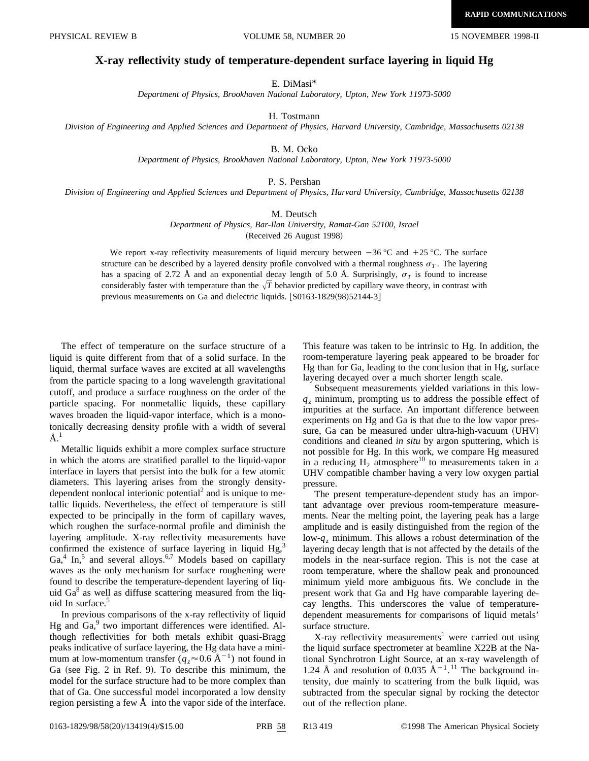# X-ray reflectivity study of temperature-dependent surface layering in liquid Hg

E. DiMasi*

*Department of Physics, Brookhaven National Laboratory, Upton, New York 11973-5000*

H. Tostmann

*Division of Engineering and Applied Sciences and Department of Physics, Harvard University, Cambridge, Massachusetts 02138*

B. M. Ocko

*Department of Physics, Brookhaven National Laboratory, Upton, New York 11973-5000*

P. S. Pershan

*Division of Engineering and Applied Sciences and Department of Physics, Harvard University, Cambridge, Massachusetts 02138*

M. Deutsch

*Department of Physics, Bar-Ilan University, Ramat-Gan 52100, Israel*

(Received 26 August 1998)

We report x-ray reflectivity measurements of liquid mercury between −36 °C and +25 °C. The surface structure can be described by a layered density profile convolved with a thermal roughness $\sigma_T$. The layering has a spacing of 2.72 Å and an exponential decay length of 5.0 Å. Surprisingly, $\sigma_T$ is found to increase considerably faster with temperature than the $\sqrt{T}$ behavior predicted by capillary wave theory, in contrast with previous measurements on Ga and dielectric liquids. [S0163-1829(98)52144-3]

The effect of temperature on the surface structure of a liquid is quite different from that of a solid surface. In the liquid, thermal surface waves are excited at all wavelengths from the particle spacing to a long wavelength gravitational cutoff, and produce a surface roughness on the order of the particle spacing. For nonmetallic liquids, these capillary waves broaden the liquid-vapor interface, which is a monotonically decreasing density profile with a width of several Å.[1]

Metallic liquids exhibit a more complex surface structure in which the atoms are stratified parallel to the liquid-vapor interface in layers that persist into the bulk for a few atomic diameters. This layering arises from the strongly density-dependent nonlocal interionic potential[2] and is unique to metallic liquids. Nevertheless, the effect of temperature is still expected to be principally in the form of capillary waves, which roughen the surface-normal profile and diminish the layering amplitude. X-ray reflectivity measurements have confirmed the existence of surface layering in liquid Hg,[3] Ga,[4] In,[5] and several alloys.[6,7] Models based on capillary waves as the only mechanism for surface roughening were found to describe the temperature-dependent layering of liquid Ga[8] as well as diffuse scattering measured from the liquid In surface.[5]

In previous comparisons of the x-ray reflectivity of liquid Hg and Ga,[9] two important differences were identified. Although reflectivities for both metals exhibit quasi-Bragg peaks indicative of surface layering, the Hg data have a minimum at low-momentum transfer ($q_z \approx 0.6$ Å$^{-1}$) not found in Ga (see Fig. 2 in Ref. 9). To describe this minimum, the model for the surface structure had to be more complex than that of Ga. One successful model incorporated a low density region persisting a few Å into the vapor side of the interface. This feature was taken to be intrinsic to Hg. In addition, the room-temperature layering peak appeared to be broader for Hg than for Ga, leading to the conclusion that in Hg, surface layering decayed over a much shorter length scale.

Subsequent measurements yielded variations in this low-$q_z$ minimum, prompting us to address the possible effect of impurities at the surface. An important difference between experiments on Hg and Ga is that due to the low vapor pressure, Ga can be measured under ultra-high-vacuum (UHV) conditions and cleaned *in situ* by argon sputtering, which is not possible for Hg. In this work, we compare Hg measured in a reducing $H_2$ atmosphere[10] to measurements taken in a UHV compatible chamber having a very low oxygen partial pressure.

The present temperature-dependent study has an important advantage over previous room-temperature measurements. Near the melting point, the layering peak has a large amplitude and is easily distinguished from the region of the low-$q_z$ minimum. This allows a robust determination of the layering decay length that is not affected by the details of the models in the near-surface region. This is not the case at room temperature, where the shallow peak and pronounced minimum yield more ambiguous fits. We conclude in the present work that Ga and Hg have comparable layering decay lengths. This underscores the value of temperature-dependent measurements for comparisons of liquid metals' surface structure.

X-ray reflectivity measurements[1] were carried out using the liquid surface spectrometer at beamline X22B at the National Synchrotron Light Source, at an x-ray wavelength of 1.24 Å and resolution of 0.035 Å$^{-1}$.[11] The background intensity, due mainly to scattering from the bulk liquid, was subtracted from the specular signal by rocking the detector out of the reflection plane.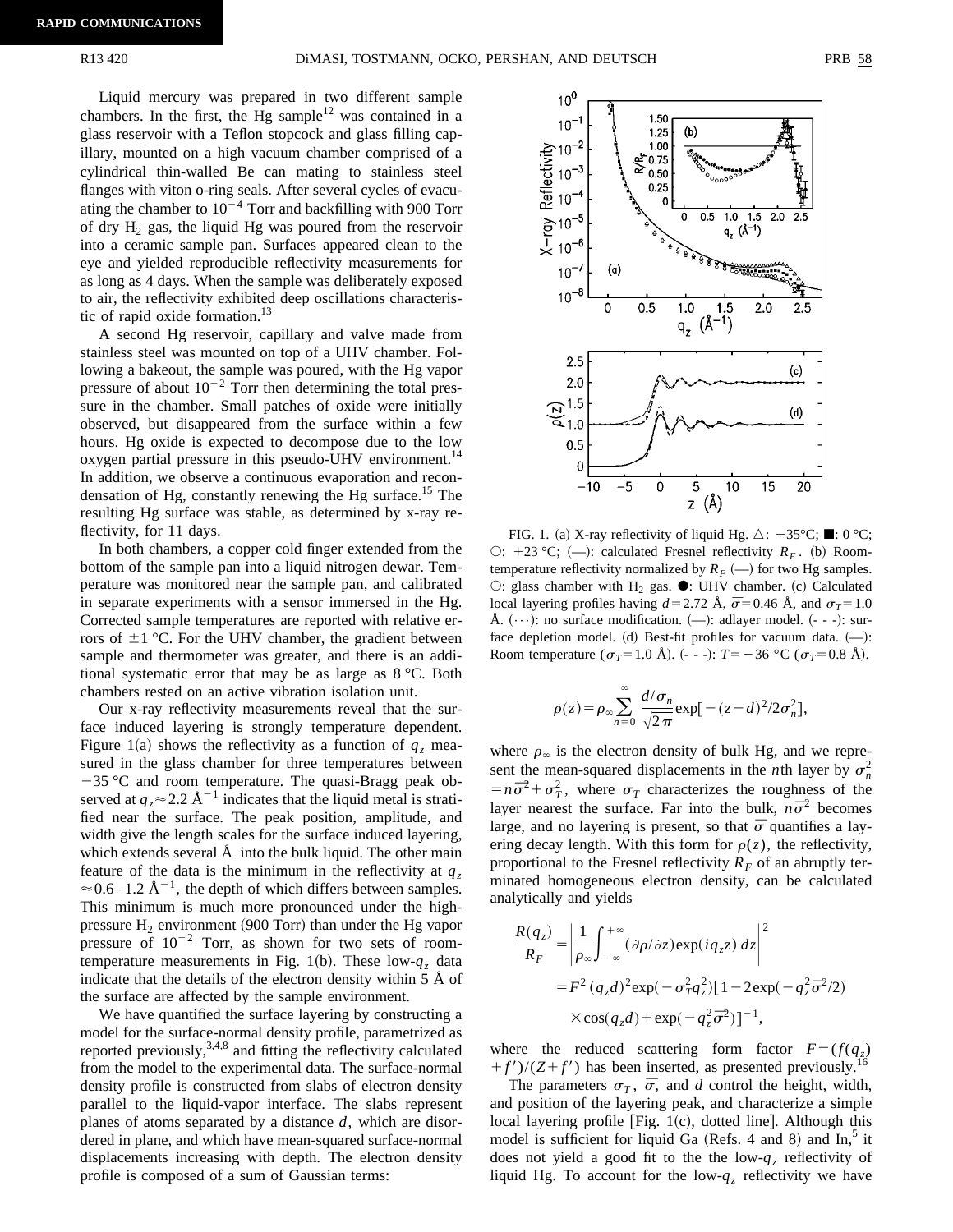Liquid mercury was prepared in two different sample chambers. In the first, the Hg sample[12] was contained in a glass reservoir with a Teflon stopcock and glass filling capillary, mounted on a high vacuum chamber comprised of a cylindrical thin-walled Be can mating to stainless steel flanges with viton o-ring seals. After several cycles of evacuating the chamber to $10^{-4}$ Torr and backfilling with 900 Torr of dry $H_2$ gas, the liquid Hg was poured from the reservoir into a ceramic sample pan. Surfaces appeared clean to the eye and yielded reproducible reflectivity measurements for as long as 4 days. When the sample was deliberately exposed to air, the reflectivity exhibited deep oscillations characteristic of rapid oxide formation.[13]

A second Hg reservoir, capillary and valve made from stainless steel was mounted on top of a UHV chamber. Following a bakeout, the sample was poured, with the Hg vapor pressure of about $10^{-2}$ Torr then determining the total pressure in the chamber. Small patches of oxide were initially observed, but disappeared from the surface within a few hours. Hg oxide is expected to decompose due to the low oxygen partial pressure in this pseudo-UHV environment.[14] In addition, we observe a continuous evaporation and recondensation of Hg, constantly renewing the Hg surface.[15] The resulting Hg surface was stable, as determined by x-ray reflectivity, for 11 days.

In both chambers, a copper cold finger extended from the bottom of the sample pan into a liquid nitrogen dewar. Temperature was monitored near the sample pan, and calibrated in separate experiments with a sensor immersed in the Hg. Corrected sample temperatures are reported with relative errors of $\pm 1$ °C. For the UHV chamber, the gradient between sample and thermometer was greater, and there is an additional systematic error that may be as large as 8 °C. Both chambers rested on an active vibration isolation unit.

Our x-ray reflectivity measurements reveal that the surface induced layering is strongly temperature dependent. Figure 1(a) shows the reflectivity as a function of $q_z$ measured in the glass chamber for three temperatures between $-35$ °C and room temperature. The quasi-Bragg peak observed at $q_z \approx 2.2$ Å$^{-1}$ indicates that the liquid metal is stratified near the surface. The peak position, amplitude, and width give the length scales for the surface induced layering, which extends several Å into the bulk liquid. The other main feature of the data is the minimum in the reflectivity at $q_z \approx 0.6-1.2$ Å$^{-1}$, the depth of which differs between samples. This minimum is much more pronounced under the high-pressure $H_2$ environment (900 Torr) than under the Hg vapor pressure of $10^{-2}$ Torr, as shown for two sets of room-temperature measurements in Fig. 1(b). These low-$q_z$ data indicate that the details of the electron density within 5 Å of the surface are affected by the sample environment.

We have quantified the surface layering by constructing a model for the surface-normal density profile, parametrized as reported previously,[3,4,8] and fitting the reflectivity calculated from the model to the experimental data. The surface-normal density profile is constructed from slabs of electron density parallel to the liquid-vapor interface. The slabs represent planes of atoms separated by a distance $d$, which are disordered in plane, and which have mean-squared surface-normal displacements increasing with depth. The electron density profile is composed of a sum of Gaussian terms:

FIG. 1. (a) X-ray reflectivity of liquid Hg. △: $-35$°C; ■: 0 °C; ○: $+23$ °C; (—): calculated Fresnel reflectivity $R_F$. (b) Room-temperature reflectivity normalized by $R_F$ (—) for two Hg samples. ○: glass chamber with $H_2$ gas. ●: UHV chamber. (c) Calculated local layering profiles having $d=2.72$ Å, $\bar{\sigma}=0.46$ Å, and $\sigma_T=1.0$ Å. (···): no surface modification. (—): adlayer model. (- - -): surface depletion model. (d) Best-fit profiles for vacuum data. (—): Room temperature ($\sigma_T=1.0$ Å). (- - -): $T=-36$ °C ($\sigma_T=0.8$ Å).

$$\rho(z)=\rho_\infty \sum_{n=0}^{\infty} \frac{d/\sigma_n}{\sqrt{2\pi}} \exp[-(z-d)^2/2\sigma_n^2],$$

where $\rho_\infty$ is the electron density of bulk Hg, and we represent the mean-squared displacements in the $n$th layer by $\sigma_n^2 = n\bar{\sigma}^2+\sigma_T^2$, where $\sigma_T$ characterizes the roughness of the layer nearest the surface. Far into the bulk, $n\bar{\sigma}^2$ becomes large, and no layering is present, so that $\bar{\sigma}$ quantifies a layering decay length. With this form for $\rho(z)$, the reflectivity, proportional to the Fresnel reflectivity $R_F$ of an abruptly terminated homogeneous electron density, can be calculated analytically and yields

$$\begin{aligned}\frac{R(q_z)}{R_F} &= \left| \frac{1}{\rho_\infty}\int_{-\infty}^{+\infty} (\partial\rho/\partial z)\exp(iq_z z)\,dz \right|^2 \\ &= F^2\,(q_z d)^2 \exp(-\sigma_T^2 q_z^2)[1-2\exp(-q_z^2\bar{\sigma}^2/2) \\ &\quad \times \cos(q_z d)+\exp(-q_z^2\bar{\sigma}^2)]^{-1},\end{aligned}$$

where the reduced scattering form factor $F=(f(q_z)+f')/(Z+f')$ has been inserted, as presented previously.[16]

The parameters $\sigma_T$, $\bar{\sigma}$, and $d$ control the height, width, and position of the layering peak, and characterize a simple local layering profile [Fig. 1(c), dotted line]. Although this model is sufficient for liquid Ga (Refs. 4 and 8) and In,[5] it does not yield a good fit to the low-$q_z$ reflectivity of liquid Hg. To account for the low-$q_z$ reflectivity we have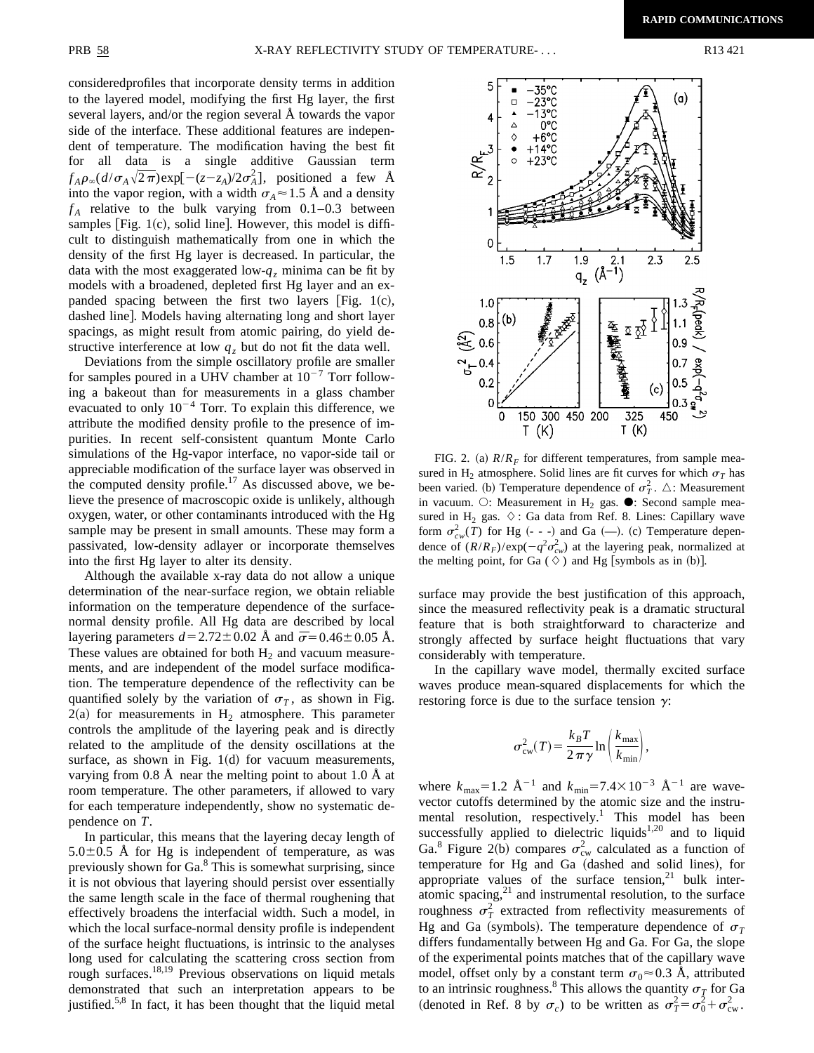consideredprofiles that incorporate density terms in addition to the layered model, modifying the first Hg layer, the first several layers, and/or the region several Å towards the vapor side of the interface. These additional features are independent of temperature. The modification having the best fit for all data is a single additive Gaussian term $f_A \rho_\infty (d/\sigma_A \sqrt{2\pi}) \exp[-(z-z_A)/2\sigma_A^2]$, positioned a few Å into the vapor region, with a width $\sigma_A \approx 1.5$ Å and a density $f_A$ relative to the bulk varying from 0.1–0.3 between samples [Fig. 1(c), solid line]. However, this model is difficult to distinguish mathematically from one in which the density of the first Hg layer is decreased. In particular, the data with the most exaggerated low-$q_z$ minima can be fit by models with a broadened, depleted first Hg layer and an expanded spacing between the first two layers [Fig. 1(c), dashed line]. Models having alternating long and short layer spacings, as might result from atomic pairing, do yield destructive interference at low $q_z$ but do not fit the data well.

Deviations from the simple oscillatory profile are smaller for samples poured in a UHV chamber at $10^{-7}$ Torr following a bakeout than for measurements in a glass chamber evacuated to only $10^{-4}$ Torr. To explain this difference, we attribute the modified density profile to the presence of impurities. In recent self-consistent quantum Monte Carlo simulations of the Hg-vapor interface, no vapor-side tail or appreciable modification of the surface layer was observed in the computed density profile.[17] As discussed above, we believe the presence of macroscopic oxide is unlikely, although oxygen, water, or other contaminants introduced with the Hg sample may be present in small amounts. These may form a passivated, low-density adlayer or incorporate themselves into the first Hg layer to alter its density.

Although the available x-ray data do not allow a unique determination of the near-surface region, we obtain reliable information on the temperature dependence of the surface-normal density profile. All Hg data are described by local layering parameters $d = 2.72 \pm 0.02$ Å and $\bar{\sigma} = 0.46 \pm 0.05$ Å. These values are obtained for both $H_2$ and vacuum measurements, and are independent of the model surface modification. The temperature dependence of the reflectivity can be quantified solely by the variation of $\sigma_T$, as shown in Fig. 2(a) for measurements in $H_2$ atmosphere. This parameter controls the amplitude of the layering peak and is directly related to the amplitude of the density oscillations at the surface, as shown in Fig. 1(d) for vacuum measurements, varying from 0.8 Å near the melting point to about 1.0 Å at room temperature. The other parameters, if allowed to vary for each temperature independently, show no systematic dependence on $T$.

In particular, this means that the layering decay length of $5.0 \pm 0.5$ Å for Hg is independent of temperature, as was previously shown for Ga.[8] This is somewhat surprising, since it is not obvious that layering should persist over essentially the same length scale in the face of thermal roughening that effectively broadens the interfacial width. Such a model, in which the local surface-normal density profile is independent of the surface height fluctuations, is intrinsic to the analyses long used for calculating the scattering cross section from rough surfaces.[18,19] Previous observations on liquid metals demonstrated that such an interpretation appears to be justified.[5,8] In fact, it has been thought that the liquid metal surface may provide the best justification of this approach, since the measured reflectivity peak is a dramatic structural feature that is both straightforward to characterize and strongly affected by surface height fluctuations that vary considerably with temperature.

FIG. 2. (a) $R/R_F$ for different temperatures, from sample measured in $H_2$ atmosphere. Solid lines are fit curves for which $\sigma_T$ has been varied. (b) Temperature dependence of $\sigma_T^2$. △: Measurement in vacuum. ○: Measurement in $H_2$ gas. ●: Second sample measured in $H_2$ gas. ◇: Ga data from Ref. 8. Lines: Capillary wave form $\sigma_{cw}^2(T)$ for Hg (- - -) and Ga (—). (c) Temperature dependence of $(R/R_F)/\exp(-q^2\sigma_{cw}^2)$ at the layering peak, normalized at the melting point, for Ga (◇) and Hg [symbols as in (b)].

In the capillary wave model, thermally excited surface waves produce mean-squared displacements for which the restoring force is due to the surface tension $\gamma$:

$$\sigma_{cw}^2(T) = \frac{k_B T}{2\pi\gamma} \ln\left(\frac{k_{max}}{k_{min}}\right),$$

where $k_{max} = 1.2$ Å$^{-1}$ and $k_{min} = 7.4 \times 10^{-3}$ Å$^{-1}$ are wave-vector cutoffs determined by the atomic size and the instrumental resolution, respectively.[1] This model has been successfully applied to dielectric liquids[1,20] and to liquid Ga.[8] Figure 2(b) compares $\sigma_{cw}^2$ calculated as a function of temperature for Hg and Ga (dashed and solid lines), for appropriate values of the surface tension,[21] bulk interatomic spacing,[21] and instrumental resolution, to the surface roughness $\sigma_T^2$ extracted from reflectivity measurements of Hg and Ga (symbols). The temperature dependence of $\sigma_T$ differs fundamentally between Hg and Ga. For Ga, the slope of the experimental points matches that of the capillary wave model, offset only by a constant term $\sigma_0 \approx 0.3$ Å, attributed to an intrinsic roughness.[8] This allows the quantity $\sigma_T$ for Ga (denoted in Ref. 8 by $\sigma_c$) to be written as $\sigma_T^2 = \sigma_0^2 + \sigma_{cw}^2$.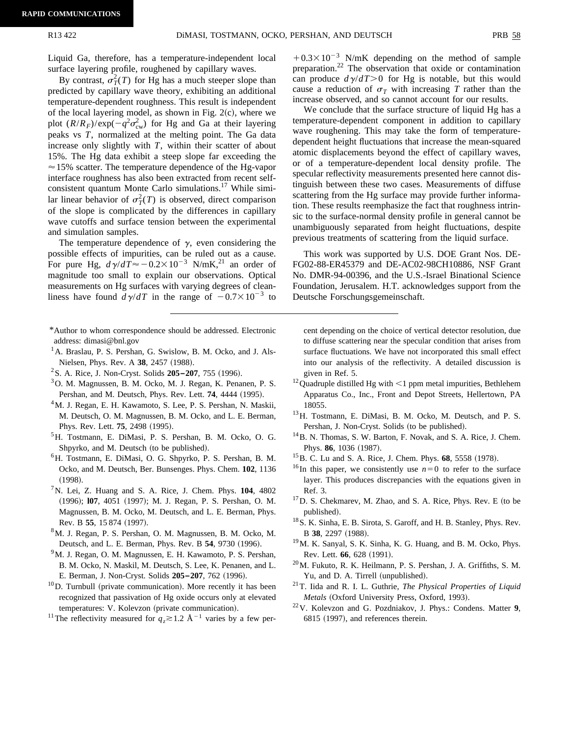Liquid Ga, therefore, has a temperature-independent local surface layering profile, roughened by capillary waves.

By contrast, $\sigma_T^2(T)$ for Hg has a much steeper slope than predicted by capillary wave theory, exhibiting an additional temperature-dependent roughness. This result is independent of the local layering model, as shown in Fig. 2(c), where we plot $(R/R_F)/\exp(-q^2\sigma_{\text{cw}}^2)$ for Hg and Ga at their layering peaks vs $T$, normalized at the melting point. The Ga data increase only slightly with $T$, within their scatter of about 15%. The Hg data exhibit a steep slope far exceeding the $\approx$15% scatter. The temperature dependence of the Hg-vapor interface roughness has also been extracted from recent self-consistent quantum Monte Carlo simulations.[17] While similar linear behavior of $\sigma_T^2(T)$ is observed, direct comparison of the slope is complicated by the differences in capillary wave cutoffs and surface tension between the experimental and simulation samples.

The temperature dependence of $\gamma$, even considering the possible effects of impurities, can be ruled out as a cause. For pure Hg, $d\gamma/dT \approx -0.2\times10^{-3}$ N/mK,[21] an order of magnitude too small to explain our observations. Optical measurements on Hg surfaces with varying degrees of cleanliness have found $d\gamma/dT$ in the range of $-0.7\times10^{-3}$ to $+0.3\times10^{-3}$ N/mK depending on the method of sample preparation.[22] The observation that oxide or contamination can produce $d\gamma/dT>0$ for Hg is notable, but this would cause a reduction of $\sigma_T$ with increasing $T$ rather than the increase observed, and so cannot account for our results.

We conclude that the surface structure of liquid Hg has a temperature-dependent component in addition to capillary wave roughening. This may take the form of temperature-dependent height fluctuations that increase the mean-squared atomic displacements beyond the effect of capillary waves, or of a temperature-dependent local density profile. The specular reflectivity measurements presented here cannot distinguish between these two cases. Measurements of diffuse scattering from the Hg surface may provide further information. These results reemphasize the fact that roughness intrinsic to the surface-normal density profile in general cannot be unambiguously separated from height fluctuations, despite previous treatments of scattering from the liquid surface.

This work was supported by U.S. DOE Grant Nos. DE-FG02-88-ER45379 and DE-AC02-98CH10886, NSF Grant No. DMR-94-00396, and the U.S.-Israel Binational Science Foundation, Jerusalem. H.T. acknowledges support from the Deutsche Forschungsgemeinschaft.

---

*Author to whom correspondence should be addressed. Electronic address: dimasi@bnl.gov

[1] A. Braslau, P. S. Pershan, G. Swislow, B. M. Ocko, and J. Als-Nielsen, Phys. Rev. A **38**, 2457 (1988).

[2] S. A. Rice, J. Non-Cryst. Solids **205–207**, 755 (1996).

[3] O. M. Magnussen, B. M. Ocko, M. J. Regan, K. Penanen, P. S. Pershan, and M. Deutsch, Phys. Rev. Lett. **74**, 4444 (1995).

[4] M. J. Regan, E. H. Kawamoto, S. Lee, P. S. Pershan, N. Maskii, M. Deutsch, O. M. Magnussen, B. M. Ocko, and L. E. Berman, Phys. Rev. Lett. **75**, 2498 (1995).

[5] H. Tostmann, E. DiMasi, P. S. Pershan, B. M. Ocko, O. G. Shpyrko, and M. Deutsch (to be published).

[6] H. Tostmann, E. DiMasi, O. G. Shpyrko, P. S. Pershan, B. M. Ocko, and M. Deutsch, Ber. Bunsenges. Phys. Chem. **102**, 1136 (1998).

[7] N. Lei, Z. Huang and S. A. Rice, J. Chem. Phys. **104**, 4802 (1996); **l07**, 4051 (1997); M. J. Regan, P. S. Pershan, O. M. Magnussen, B. M. Ocko, M. Deutsch, and L. E. Berman, Phys. Rev. B **55**, 15 874 (1997).

[8] M. J. Regan, P. S. Pershan, O. M. Magnussen, B. M. Ocko, M. Deutsch, and L. E. Berman, Phys. Rev. B **54**, 9730 (1996).

[9] M. J. Regan, O. M. Magnussen, E. H. Kawamoto, P. S. Pershan, B. M. Ocko, N. Maskil, M. Deutsch, S. Lee, K. Penanen, and L. E. Berman, J. Non-Cryst. Solids **205–207**, 762 (1996).

[10] D. Turnbull (private communication). More recently it has been recognized that passivation of Hg oxide occurs only at elevated temperatures: V. Kolevzon (private communication).

[11] The reflectivity measured for $q_z \gtrsim 1.2$ Å$^{-1}$ varies by a few percent depending on the choice of vertical detector resolution, due to diffuse scattering near the specular condition that arises from surface fluctuations. We have not incorporated this small effect into our analysis of the reflectivity. A detailed discussion is given in Ref. 5.

[12] Quadruple distilled Hg with <1 ppm metal impurities, Bethlehem Apparatus Co., Inc., Front and Depot Streets, Hellertown, PA 18055.

[13] H. Tostmann, E. DiMasi, B. M. Ocko, M. Deutsch, and P. S. Pershan, J. Non-Cryst. Solids (to be published).

[14] B. N. Thomas, S. W. Barton, F. Novak, and S. A. Rice, J. Chem. Phys. **86**, 1036 (1987).

[15] B. C. Lu and S. A. Rice, J. Chem. Phys. **68**, 5558 (1978).

[16] In this paper, we consistently use $n=0$ to refer to the surface layer. This produces discrepancies with the equations given in Ref. 3.

[17] D. S. Chekmarev, M. Zhao, and S. A. Rice, Phys. Rev. E (to be published).

[18] S. K. Sinha, E. B. Sirota, S. Garoff, and H. B. Stanley, Phys. Rev. B **38**, 2297 (1988).

[19] M. K. Sanyal, S. K. Sinha, K. G. Huang, and B. M. Ocko, Phys. Rev. Lett. **66**, 628 (1991).

[20] M. Fukuto, R. K. Heilmann, P. S. Pershan, J. A. Griffiths, S. M. Yu, and D. A. Tirrell (unpublished).

[21] T. Iida and R. I. L. Guthrie, *The Physical Properties of Liquid Metals* (Oxford University Press, Oxford, 1993).

[22] V. Kolevzon and G. Pozdniakov, J. Phys.: Condens. Matter **9**, 6815 (1997), and references therein.